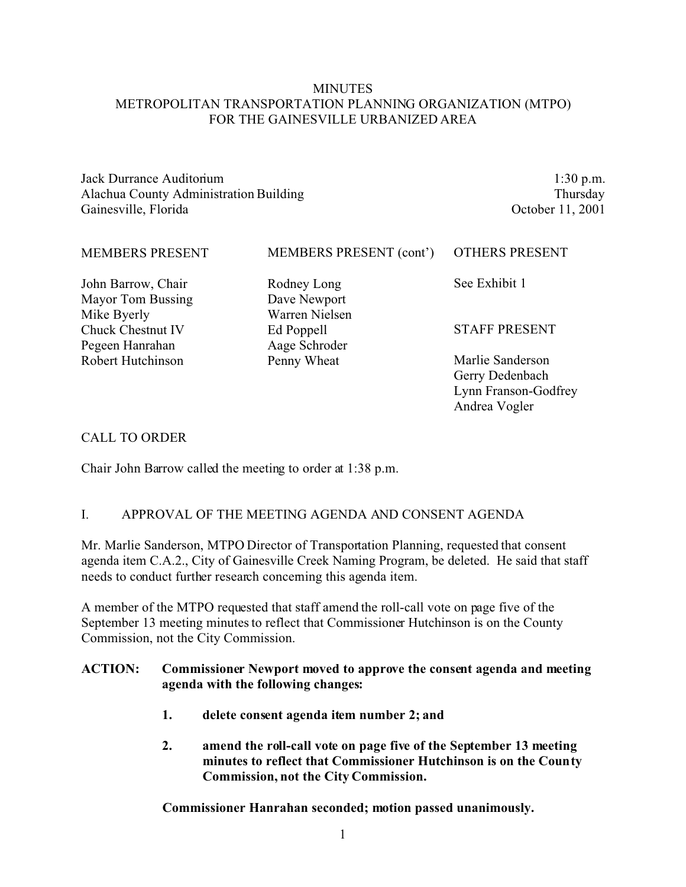# MINUTES
# METROPOLITAN TRANSPORTATION PLANNING ORGANIZATION (MTPO)
# FOR THE GAINESVILLE URBANIZED AREA

Jack Durrance Auditorium
Alachua County Administration Building
Gainesville, Florida

1:30 p.m.
Thursday
October 11, 2001

| MEMBERS PRESENT | MEMBERS PRESENT (cont') | OTHERS PRESENT |
|---|---|---|
| John Barrow, Chair | Rodney Long | See Exhibit 1 |
| Mayor Tom Bussing | Dave Newport | |
| Mike Byerly | Warren Nielsen | |
| Chuck Chestnut IV | Ed Poppell | **STAFF PRESENT** |
| Pegeen Hanrahan | Aage Schroder | |
| Robert Hutchinson | Penny Wheat | Marlie Sanderson |
| | | Gerry Dedenbach |
| | | Lynn Franson-Godfrey |
| | | Andrea Vogler |

## CALL TO ORDER

Chair John Barrow called the meeting to order at 1:38 p.m.

## I. APPROVAL OF THE MEETING AGENDA AND CONSENT AGENDA

Mr. Marlie Sanderson, MTPO Director of Transportation Planning, requested that consent agenda item C.A.2., City of Gainesville Creek Naming Program, be deleted. He said that staff needs to conduct further research concerning this agenda item.

A member of the MTPO requested that staff amend the roll-call vote on page five of the September 13 meeting minutes to reflect that Commissioner Hutchinson is on the County Commission, not the City Commission.

**ACTION: Commissioner Newport moved to approve the consent agenda and meeting agenda with the following changes:**

1. **delete consent agenda item number 2; and**

2. **amend the roll-call vote on page five of the September 13 meeting minutes to reflect that Commissioner Hutchinson is on the County Commission, not the City Commission.**

**Commissioner Hanrahan seconded; motion passed unanimously.**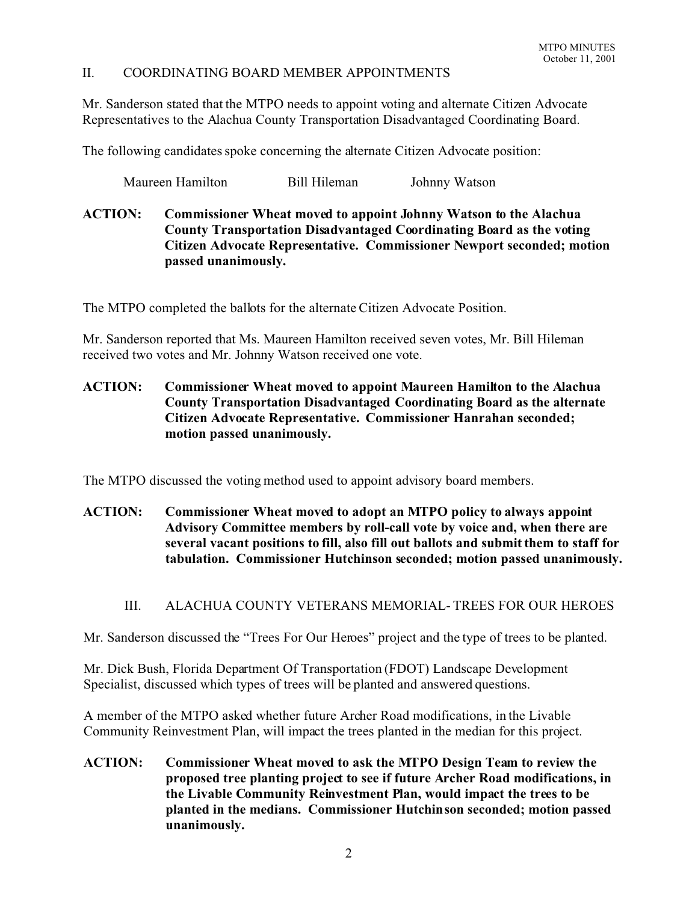## II. COORDINATING BOARD MEMBER APPOINTMENTS

Mr. Sanderson stated that the MTPO needs to appoint voting and alternate Citizen Advocate Representatives to the Alachua County Transportation Disadvantaged Coordinating Board.

The following candidates spoke concerning the alternate Citizen Advocate position:

Maureen Hamilton   Bill Hileman   Johnny Watson

**ACTION: Commissioner Wheat moved to appoint Johnny Watson to the Alachua County Transportation Disadvantaged Coordinating Board as the voting Citizen Advocate Representative. Commissioner Newport seconded; motion passed unanimously.**

The MTPO completed the ballots for the alternate Citizen Advocate Position.

Mr. Sanderson reported that Ms. Maureen Hamilton received seven votes, Mr. Bill Hileman received two votes and Mr. Johnny Watson received one vote.

**ACTION: Commissioner Wheat moved to appoint Maureen Hamilton to the Alachua County Transportation Disadvantaged Coordinating Board as the alternate Citizen Advocate Representative. Commissioner Hanrahan seconded; motion passed unanimously.**

The MTPO discussed the voting method used to appoint advisory board members.

**ACTION: Commissioner Wheat moved to adopt an MTPO policy to always appoint Advisory Committee members by roll-call vote by voice and, when there are several vacant positions to fill, also fill out ballots and submit them to staff for tabulation. Commissioner Hutchinson seconded; motion passed unanimously.**

## III. ALACHUA COUNTY VETERANS MEMORIAL- TREES FOR OUR HEROES

Mr. Sanderson discussed the "Trees For Our Heroes" project and the type of trees to be planted.

Mr. Dick Bush, Florida Department Of Transportation (FDOT) Landscape Development Specialist, discussed which types of trees will be planted and answered questions.

A member of the MTPO asked whether future Archer Road modifications, in the Livable Community Reinvestment Plan, will impact the trees planted in the median for this project.

**ACTION: Commissioner Wheat moved to ask the MTPO Design Team to review the proposed tree planting project to see if future Archer Road modifications, in the Livable Community Reinvestment Plan, would impact the trees to be planted in the medians. Commissioner Hutchinson seconded; motion passed unanimously.**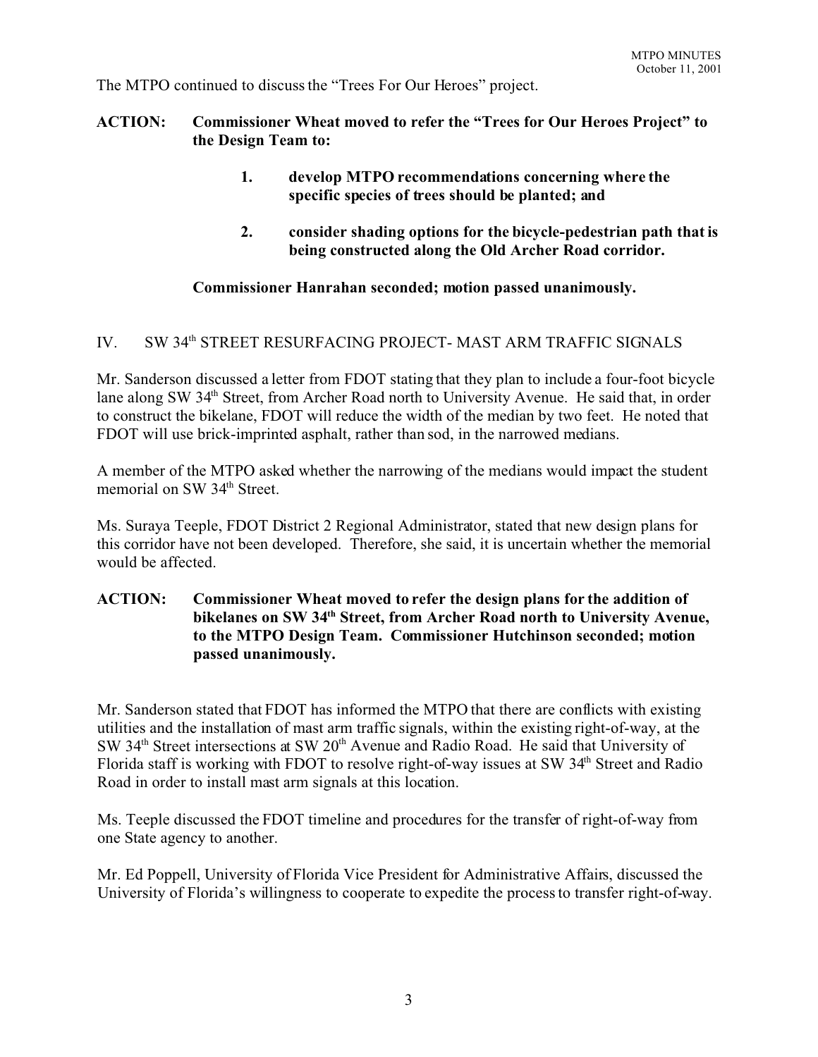The MTPO continued to discuss the "Trees For Our Heroes" project.

**ACTION: Commissioner Wheat moved to refer the "Trees for Our Heroes Project" to the Design Team to:**

1. **develop MTPO recommendations concerning where the specific species of trees should be planted; and**
2. **consider shading options for the bicycle-pedestrian path that is being constructed along the Old Archer Road corridor.**

**Commissioner Hanrahan seconded; motion passed unanimously.**

## IV. SW 34th STREET RESURFACING PROJECT- MAST ARM TRAFFIC SIGNALS

Mr. Sanderson discussed a letter from FDOT stating that they plan to include a four-foot bicycle lane along SW 34th Street, from Archer Road north to University Avenue. He said that, in order to construct the bikelane, FDOT will reduce the width of the median by two feet. He noted that FDOT will use brick-imprinted asphalt, rather than sod, in the narrowed medians.

A member of the MTPO asked whether the narrowing of the medians would impact the student memorial on SW 34th Street.

Ms. Suraya Teeple, FDOT District 2 Regional Administrator, stated that new design plans for this corridor have not been developed. Therefore, she said, it is uncertain whether the memorial would be affected.

**ACTION: Commissioner Wheat moved to refer the design plans for the addition of bikelanes on SW 34th Street, from Archer Road north to University Avenue, to the MTPO Design Team. Commissioner Hutchinson seconded; motion passed unanimously.**

Mr. Sanderson stated that FDOT has informed the MTPO that there are conflicts with existing utilities and the installation of mast arm traffic signals, within the existing right-of-way, at the SW 34th Street intersections at SW 20th Avenue and Radio Road. He said that University of Florida staff is working with FDOT to resolve right-of-way issues at SW 34th Street and Radio Road in order to install mast arm signals at this location.

Ms. Teeple discussed the FDOT timeline and procedures for the transfer of right-of-way from one State agency to another.

Mr. Ed Poppell, University of Florida Vice President for Administrative Affairs, discussed the University of Florida's willingness to cooperate to expedite the process to transfer right-of-way.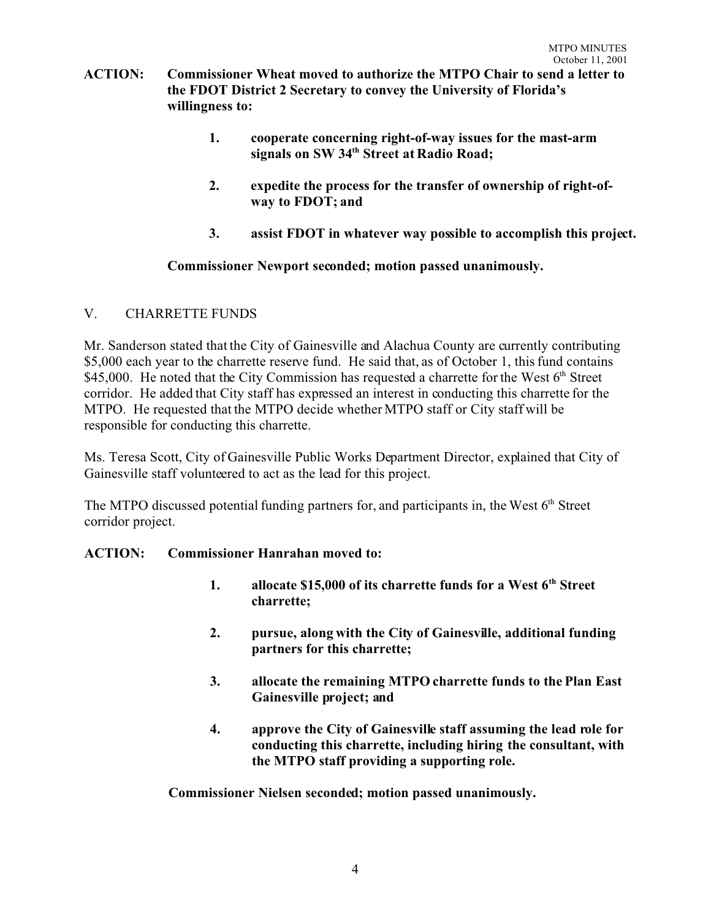**ACTION: Commissioner Wheat moved to authorize the MTPO Chair to send a letter to the FDOT District 2 Secretary to convey the University of Florida's willingness to:**

1. **cooperate concerning right-of-way issues for the mast-arm signals on SW 34th Street at Radio Road;**

2. **expedite the process for the transfer of ownership of right-of-way to FDOT; and**

3. **assist FDOT in whatever way possible to accomplish this project.**

**Commissioner Newport seconded; motion passed unanimously.**

## V. CHARRETTE FUNDS

Mr. Sanderson stated that the City of Gainesville and Alachua County are currently contributing $5,000 each year to the charrette reserve fund. He said that, as of October 1, this fund contains $45,000. He noted that the City Commission has requested a charrette for the West 6th Street corridor. He added that City staff has expressed an interest in conducting this charrette for the MTPO. He requested that the MTPO decide whether MTPO staff or City staff will be responsible for conducting this charrette.

Ms. Teresa Scott, City of Gainesville Public Works Department Director, explained that City of Gainesville staff volunteered to act as the lead for this project.

The MTPO discussed potential funding partners for, and participants in, the West 6th Street corridor project.

**ACTION: Commissioner Hanrahan moved to:**

1. **allocate $15,000 of its charrette funds for a West 6th Street charrette;**

2. **pursue, along with the City of Gainesville, additional funding partners for this charrette;**

3. **allocate the remaining MTPO charrette funds to the Plan East Gainesville project; and**

4. **approve the City of Gainesville staff assuming the lead role for conducting this charrette, including hiring the consultant, with the MTPO staff providing a supporting role.**

**Commissioner Nielsen seconded; motion passed unanimously.**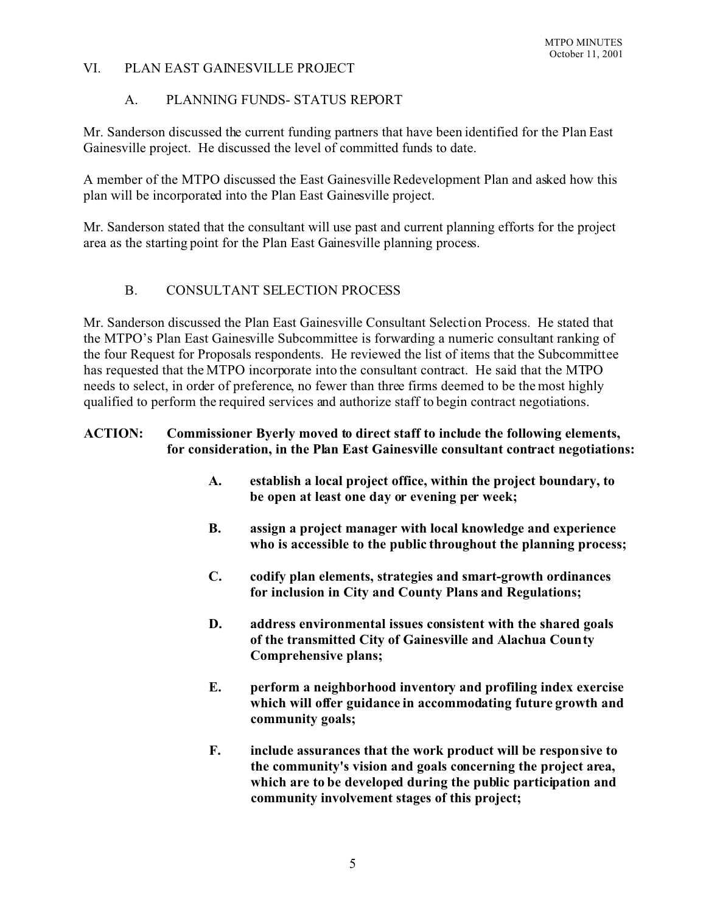## VI. PLAN EAST GAINESVILLE PROJECT

### A. PLANNING FUNDS- STATUS REPORT

Mr. Sanderson discussed the current funding partners that have been identified for the Plan East Gainesville project. He discussed the level of committed funds to date.

A member of the MTPO discussed the East Gainesville Redevelopment Plan and asked how this plan will be incorporated into the Plan East Gainesville project.

Mr. Sanderson stated that the consultant will use past and current planning efforts for the project area as the starting point for the Plan East Gainesville planning process.

### B. CONSULTANT SELECTION PROCESS

Mr. Sanderson discussed the Plan East Gainesville Consultant Selection Process. He stated that the MTPO's Plan East Gainesville Subcommittee is forwarding a numeric consultant ranking of the four Request for Proposals respondents. He reviewed the list of items that the Subcommittee has requested that the MTPO incorporate into the consultant contract. He said that the MTPO needs to select, in order of preference, no fewer than three firms deemed to be the most highly qualified to perform the required services and authorize staff to begin contract negotiations.

**ACTION: Commissioner Byerly moved to direct staff to include the following elements, for consideration, in the Plan East Gainesville consultant contract negotiations:**

> **A. establish a local project office, within the project boundary, to be open at least one day or evening per week;**
>
> **B. assign a project manager with local knowledge and experience who is accessible to the public throughout the planning process;**
>
> **C. codify plan elements, strategies and smart-growth ordinances for inclusion in City and County Plans and Regulations;**
>
> **D. address environmental issues consistent with the shared goals of the transmitted City of Gainesville and Alachua County Comprehensive plans;**
>
> **E. perform a neighborhood inventory and profiling index exercise which will offer guidance in accommodating future growth and community goals;**
>
> **F. include assurances that the work product will be responsive to the community's vision and goals concerning the project area, which are to be developed during the public participation and community involvement stages of this project;**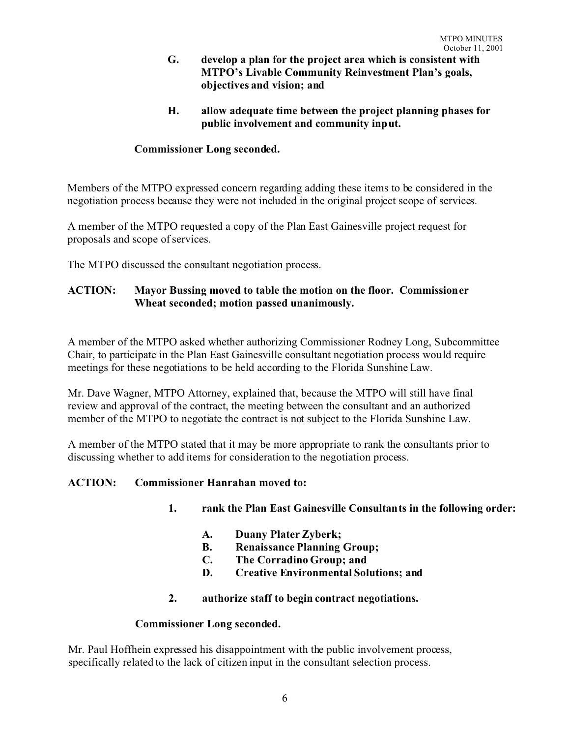**G. develop a plan for the project area which is consistent with MTPO's Livable Community Reinvestment Plan's goals, objectives and vision; and**

**H. allow adequate time between the project planning phases for public involvement and community input.**

**Commissioner Long seconded.**

Members of the MTPO expressed concern regarding adding these items to be considered in the negotiation process because they were not included in the original project scope of services.

A member of the MTPO requested a copy of the Plan East Gainesville project request for proposals and scope of services.

The MTPO discussed the consultant negotiation process.

**ACTION: Mayor Bussing moved to table the motion on the floor. Commissioner Wheat seconded; motion passed unanimously.**

A member of the MTPO asked whether authorizing Commissioner Rodney Long, Subcommittee Chair, to participate in the Plan East Gainesville consultant negotiation process would require meetings for these negotiations to be held according to the Florida Sunshine Law.

Mr. Dave Wagner, MTPO Attorney, explained that, because the MTPO will still have final review and approval of the contract, the meeting between the consultant and an authorized member of the MTPO to negotiate the contract is not subject to the Florida Sunshine Law.

A member of the MTPO stated that it may be more appropriate to rank the consultants prior to discussing whether to add items for consideration to the negotiation process.

**ACTION: Commissioner Hanrahan moved to:**

**1. rank the Plan East Gainesville Consultants in the following order:**

**A. Duany Plater Zyberk;**
**B. Renaissance Planning Group;**
**C. The Corradino Group; and**
**D. Creative Environmental Solutions; and**

**2. authorize staff to begin contract negotiations.**

**Commissioner Long seconded.**

Mr. Paul Hoffhein expressed his disappointment with the public involvement process, specifically related to the lack of citizen input in the consultant selection process.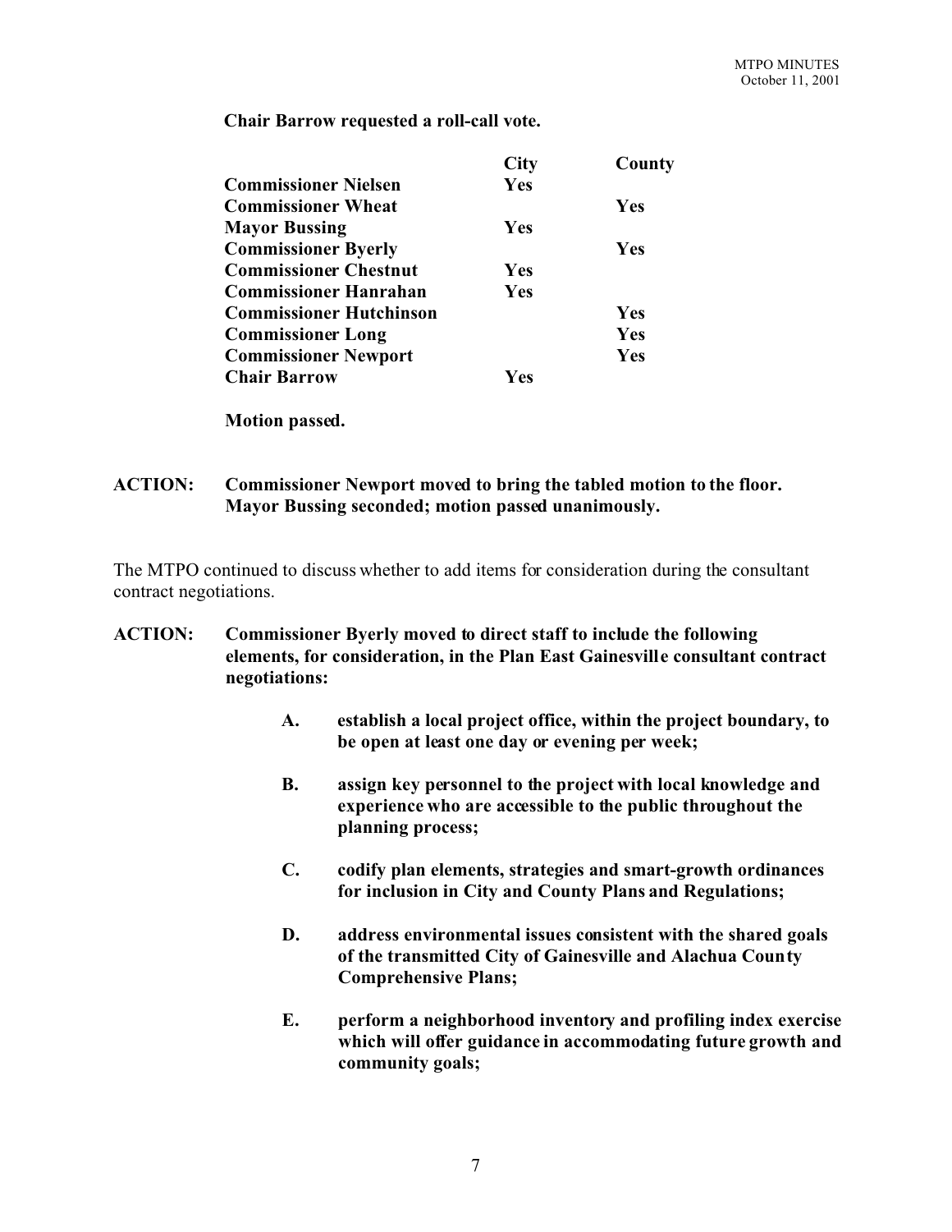**Chair Barrow requested a roll-call vote.**

| | City | County |
|---|---|---|
| **Commissioner Nielsen** | **Yes** | |
| **Commissioner Wheat** | | **Yes** |
| **Mayor Bussing** | **Yes** | |
| **Commissioner Byerly** | | **Yes** |
| **Commissioner Chestnut** | **Yes** | |
| **Commissioner Hanrahan** | **Yes** | |
| **Commissioner Hutchinson** | | **Yes** |
| **Commissioner Long** | | **Yes** |
| **Commissioner Newport** | | **Yes** |
| **Chair Barrow** | **Yes** | |

**Motion passed.**

**ACTION: Commissioner Newport moved to bring the tabled motion to the floor. Mayor Bussing seconded; motion passed unanimously.**

The MTPO continued to discuss whether to add items for consideration during the consultant contract negotiations.

**ACTION: Commissioner Byerly moved to direct staff to include the following elements, for consideration, in the Plan East Gainesville consultant contract negotiations:**

- **A. establish a local project office, within the project boundary, to be open at least one day or evening per week;**
- **B. assign key personnel to the project with local knowledge and experience who are accessible to the public throughout the planning process;**
- **C. codify plan elements, strategies and smart-growth ordinances for inclusion in City and County Plans and Regulations;**
- **D. address environmental issues consistent with the shared goals of the transmitted City of Gainesville and Alachua County Comprehensive Plans;**
- **E. perform a neighborhood inventory and profiling index exercise which will offer guidance in accommodating future growth and community goals;**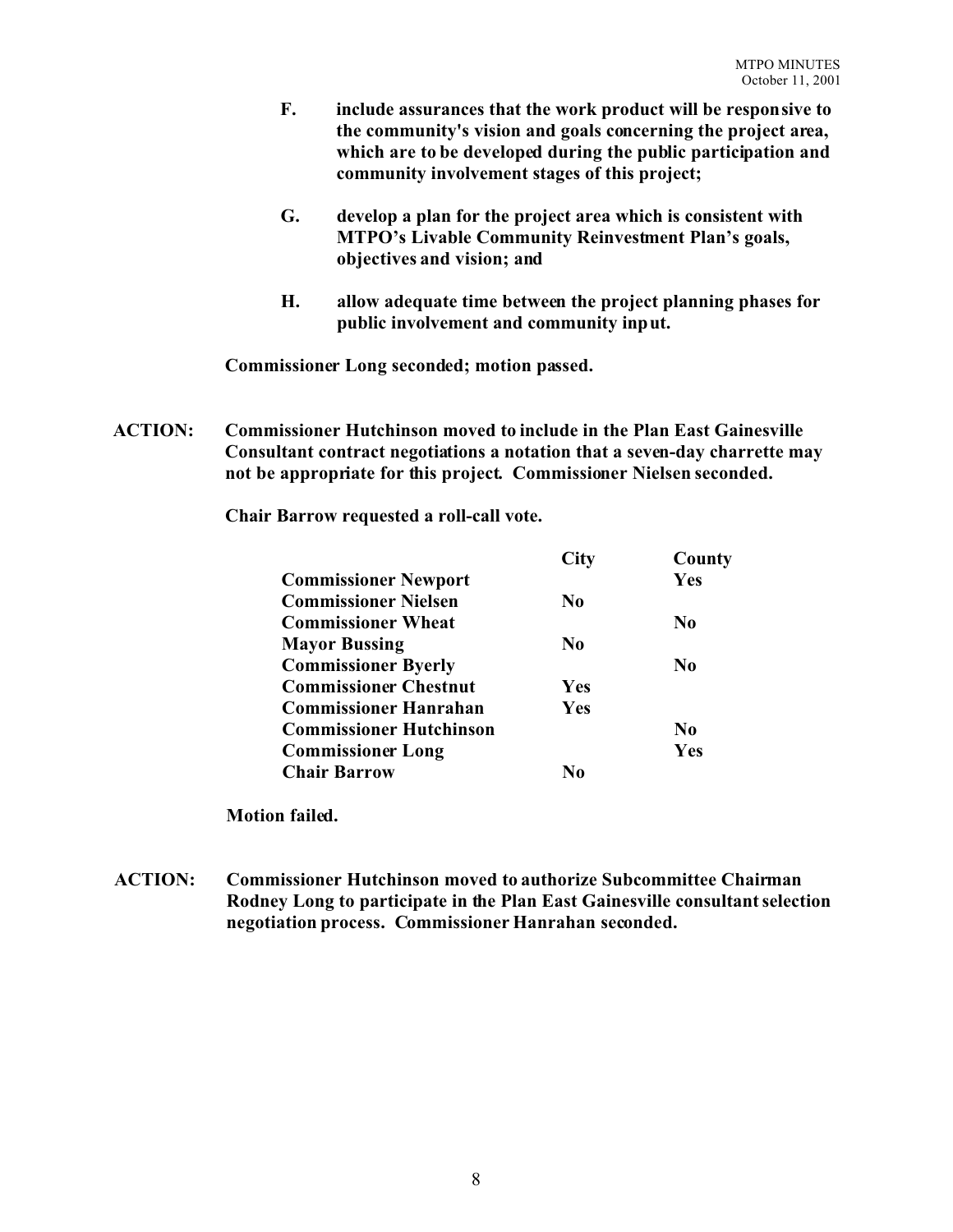**F. include assurances that the work product will be responsive to the community's vision and goals concerning the project area, which are to be developed during the public participation and community involvement stages of this project;**

**G. develop a plan for the project area which is consistent with MTPO's Livable Community Reinvestment Plan's goals, objectives and vision; and**

**H. allow adequate time between the project planning phases for public involvement and community input.**

**Commissioner Long seconded; motion passed.**

**ACTION: Commissioner Hutchinson moved to include in the Plan East Gainesville Consultant contract negotiations a notation that a seven-day charrette may not be appropriate for this project. Commissioner Nielsen seconded.**

**Chair Barrow requested a roll-call vote.**

| | City | County |
|---|---|---|
| **Commissioner Newport** | | **Yes** |
| **Commissioner Nielsen** | **No** | |
| **Commissioner Wheat** | | **No** |
| **Mayor Bussing** | **No** | |
| **Commissioner Byerly** | | **No** |
| **Commissioner Chestnut** | **Yes** | |
| **Commissioner Hanrahan** | **Yes** | |
| **Commissioner Hutchinson** | | **No** |
| **Commissioner Long** | | **Yes** |
| **Chair Barrow** | **No** | |

**Motion failed.**

**ACTION: Commissioner Hutchinson moved to authorize Subcommittee Chairman Rodney Long to participate in the Plan East Gainesville consultant selection negotiation process. Commissioner Hanrahan seconded.**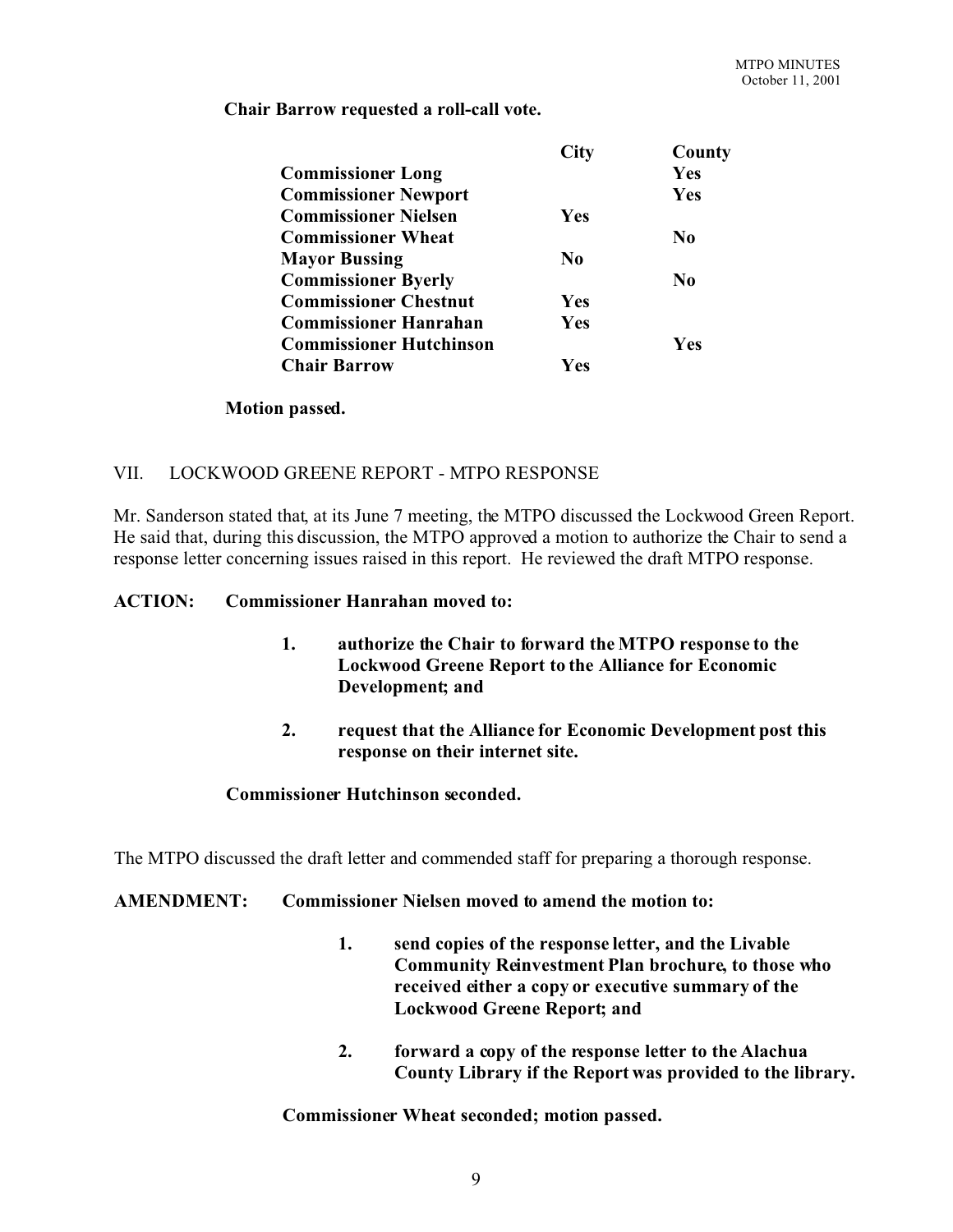**Chair Barrow requested a roll-call vote.**

| | City | County |
|---|---|---|
| **Commissioner Long** | | **Yes** |
| **Commissioner Newport** | | **Yes** |
| **Commissioner Nielsen** | **Yes** | |
| **Commissioner Wheat** | | **No** |
| **Mayor Bussing** | **No** | |
| **Commissioner Byerly** | | **No** |
| **Commissioner Chestnut** | **Yes** | |
| **Commissioner Hanrahan** | **Yes** | |
| **Commissioner Hutchinson** | | **Yes** |
| **Chair Barrow** | **Yes** | |

**Motion passed.**

## VII. LOCKWOOD GREENE REPORT - MTPO RESPONSE

Mr. Sanderson stated that, at its June 7 meeting, the MTPO discussed the Lockwood Green Report. He said that, during this discussion, the MTPO approved a motion to authorize the Chair to send a response letter concerning issues raised in this report. He reviewed the draft MTPO response.

**ACTION: Commissioner Hanrahan moved to:**

1. **authorize the Chair to forward the MTPO response to the Lockwood Greene Report to the Alliance for Economic Development; and**

2. **request that the Alliance for Economic Development post this response on their internet site.**

**Commissioner Hutchinson seconded.**

The MTPO discussed the draft letter and commended staff for preparing a thorough response.

**AMENDMENT: Commissioner Nielsen moved to amend the motion to:**

1. **send copies of the response letter, and the Livable Community Reinvestment Plan brochure, to those who received either a copy or executive summary of the Lockwood Greene Report; and**

2. **forward a copy of the response letter to the Alachua County Library if the Report was provided to the library.**

**Commissioner Wheat seconded; motion passed.**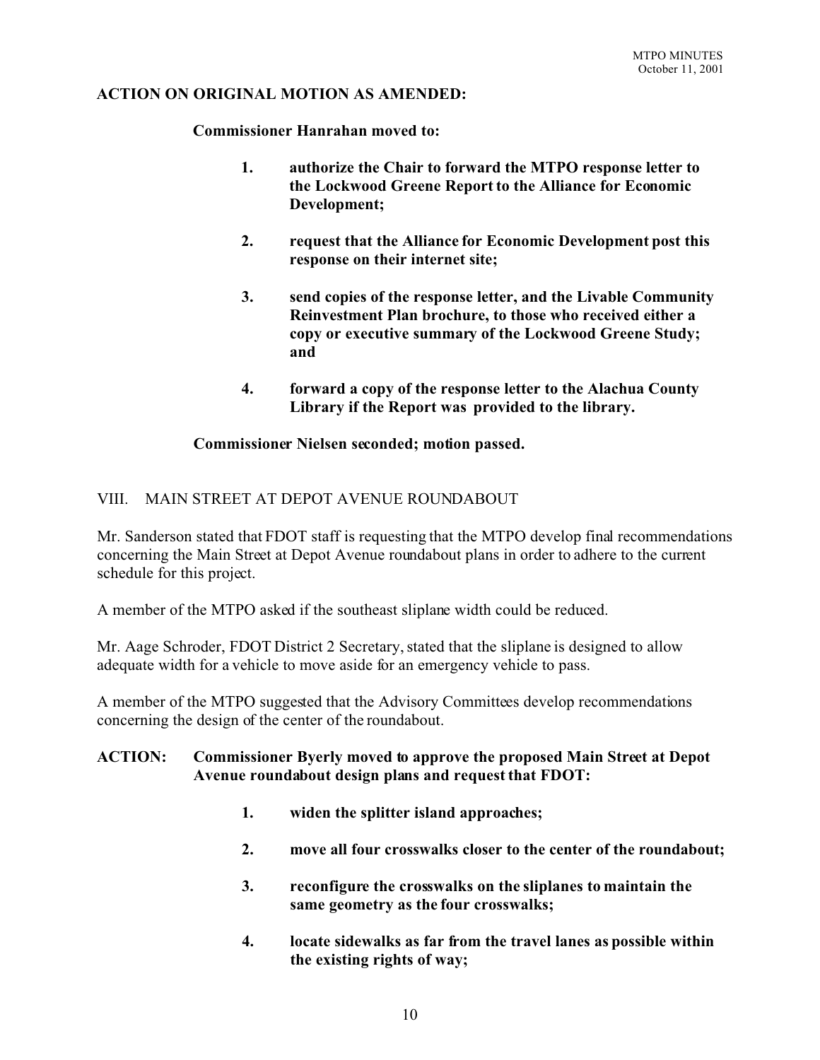**ACTION ON ORIGINAL MOTION AS AMENDED:**

**Commissioner Hanrahan moved to:**

1. **authorize the Chair to forward the MTPO response letter to the Lockwood Greene Report to the Alliance for Economic Development;**

2. **request that the Alliance for Economic Development post this response on their internet site;**

3. **send copies of the response letter, and the Livable Community Reinvestment Plan brochure, to those who received either a copy or executive summary of the Lockwood Greene Study; and**

4. **forward a copy of the response letter to the Alachua County Library if the Report was provided to the library.**

**Commissioner Nielsen seconded; motion passed.**

## VIII. MAIN STREET AT DEPOT AVENUE ROUNDABOUT

Mr. Sanderson stated that FDOT staff is requesting that the MTPO develop final recommendations concerning the Main Street at Depot Avenue roundabout plans in order to adhere to the current schedule for this project.

A member of the MTPO asked if the southeast sliplane width could be reduced.

Mr. Aage Schroder, FDOT District 2 Secretary, stated that the sliplane is designed to allow adequate width for a vehicle to move aside for an emergency vehicle to pass.

A member of the MTPO suggested that the Advisory Committees develop recommendations concerning the design of the center of the roundabout.

**ACTION: Commissioner Byerly moved to approve the proposed Main Street at Depot Avenue roundabout design plans and request that FDOT:**

1. **widen the splitter island approaches;**

2. **move all four crosswalks closer to the center of the roundabout;**

3. **reconfigure the crosswalks on the sliplanes to maintain the same geometry as the four crosswalks;**

4. **locate sidewalks as far from the travel lanes as possible within the existing rights of way;**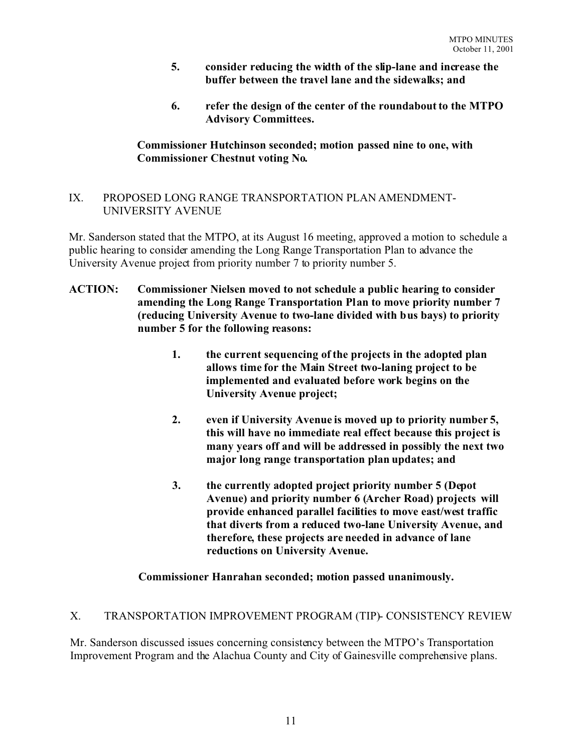5. **consider reducing the width of the slip-lane and increase the buffer between the travel lane and the sidewalks; and**

6. **refer the design of the center of the roundabout to the MTPO Advisory Committees.**

**Commissioner Hutchinson seconded; motion passed nine to one, with Commissioner Chestnut voting No.**

## IX. PROPOSED LONG RANGE TRANSPORTATION PLAN AMENDMENT-UNIVERSITY AVENUE

Mr. Sanderson stated that the MTPO, at its August 16 meeting, approved a motion to schedule a public hearing to consider amending the Long Range Transportation Plan to advance the University Avenue project from priority number 7 to priority number 5.

**ACTION: Commissioner Nielsen moved to not schedule a public hearing to consider amending the Long Range Transportation Plan to move priority number 7 (reducing University Avenue to two-lane divided with bus bays) to priority number 5 for the following reasons:**

1. **the current sequencing of the projects in the adopted plan allows time for the Main Street two-laning project to be implemented and evaluated before work begins on the University Avenue project;**

2. **even if University Avenue is moved up to priority number 5, this will have no immediate real effect because this project is many years off and will be addressed in possibly the next two major long range transportation plan updates; and**

3. **the currently adopted project priority number 5 (Depot Avenue) and priority number 6 (Archer Road) projects will provide enhanced parallel facilities to move east/west traffic that diverts from a reduced two-lane University Avenue, and therefore, these projects are needed in advance of lane reductions on University Avenue.**

**Commissioner Hanrahan seconded; motion passed unanimously.**

## X. TRANSPORTATION IMPROVEMENT PROGRAM (TIP)- CONSISTENCY REVIEW

Mr. Sanderson discussed issues concerning consistency between the MTPO's Transportation Improvement Program and the Alachua County and City of Gainesville comprehensive plans.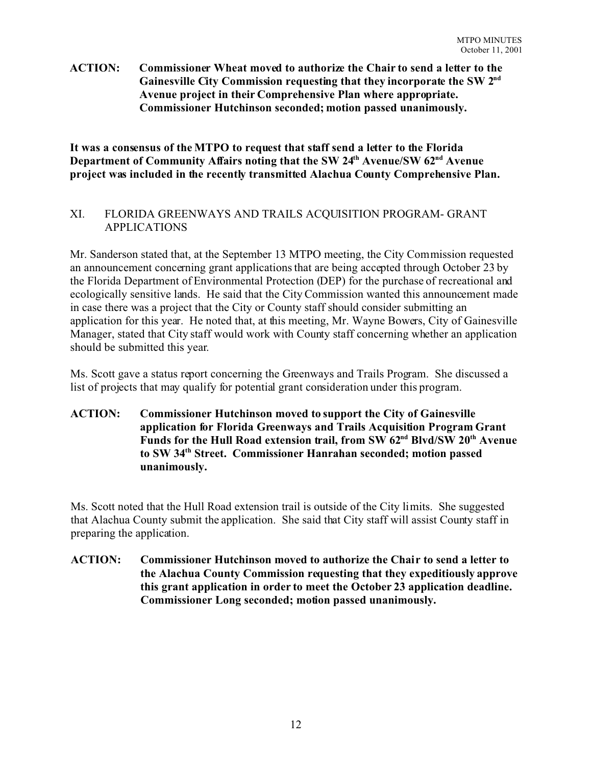**ACTION: Commissioner Wheat moved to authorize the Chair to send a letter to the Gainesville City Commission requesting that they incorporate the SW 2nd Avenue project in their Comprehensive Plan where appropriate. Commissioner Hutchinson seconded; motion passed unanimously.**

**It was a consensus of the MTPO to request that staff send a letter to the Florida Department of Community Affairs noting that the SW 24th Avenue/SW 62nd Avenue project was included in the recently transmitted Alachua County Comprehensive Plan.**

## XI. FLORIDA GREENWAYS AND TRAILS ACQUISITION PROGRAM- GRANT APPLICATIONS

Mr. Sanderson stated that, at the September 13 MTPO meeting, the City Commission requested an announcement concerning grant applications that are being accepted through October 23 by the Florida Department of Environmental Protection (DEP) for the purchase of recreational and ecologically sensitive lands. He said that the City Commission wanted this announcement made in case there was a project that the City or County staff should consider submitting an application for this year. He noted that, at this meeting, Mr. Wayne Bowers, City of Gainesville Manager, stated that City staff would work with County staff concerning whether an application should be submitted this year.

Ms. Scott gave a status report concerning the Greenways and Trails Program. She discussed a list of projects that may qualify for potential grant consideration under this program.

**ACTION: Commissioner Hutchinson moved to support the City of Gainesville application for Florida Greenways and Trails Acquisition Program Grant Funds for the Hull Road extension trail, from SW 62nd Blvd/SW 20th Avenue to SW 34th Street. Commissioner Hanrahan seconded; motion passed unanimously.**

Ms. Scott noted that the Hull Road extension trail is outside of the City limits. She suggested that Alachua County submit the application. She said that City staff will assist County staff in preparing the application.

**ACTION: Commissioner Hutchinson moved to authorize the Chair to send a letter to the Alachua County Commission requesting that they expeditiously approve this grant application in order to meet the October 23 application deadline. Commissioner Long seconded; motion passed unanimously.**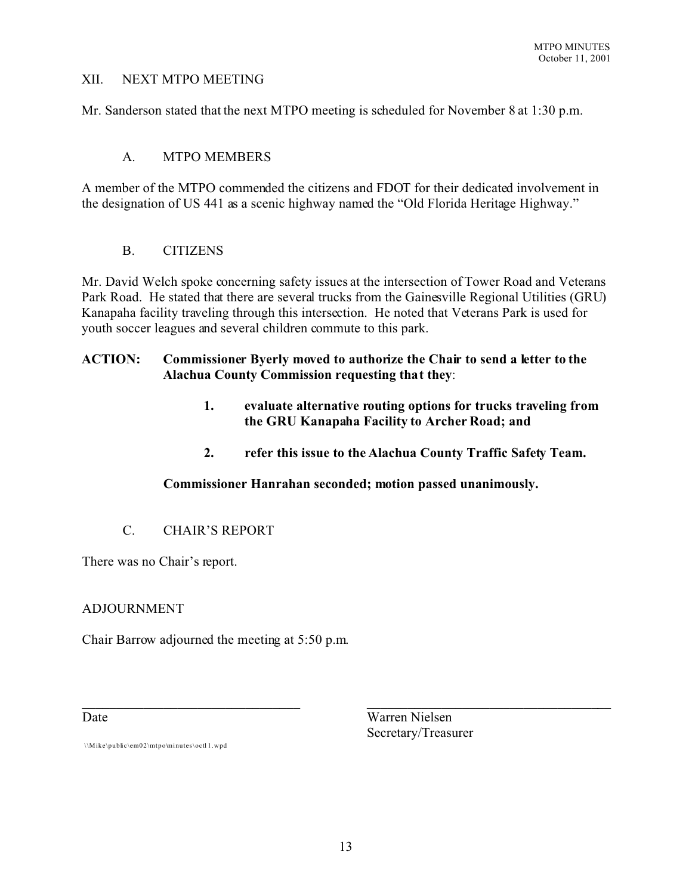## XII. NEXT MTPO MEETING

Mr. Sanderson stated that the next MTPO meeting is scheduled for November 8 at 1:30 p.m.

### A. MTPO MEMBERS

A member of the MTPO commended the citizens and FDOT for their dedicated involvement in the designation of US 441 as a scenic highway named the "Old Florida Heritage Highway."

### B. CITIZENS

Mr. David Welch spoke concerning safety issues at the intersection of Tower Road and Veterans Park Road. He stated that there are several trucks from the Gainesville Regional Utilities (GRU) Kanapaha facility traveling through this intersection. He noted that Veterans Park is used for youth soccer leagues and several children commute to this park.

**ACTION: Commissioner Byerly moved to authorize the Chair to send a letter to the Alachua County Commission requesting that they:**

1. **evaluate alternative routing options for trucks traveling from the GRU Kanapaha Facility to Archer Road; and**
2. **refer this issue to the Alachua County Traffic Safety Team.**

**Commissioner Hanrahan seconded; motion passed unanimously.**

### C. CHAIR'S REPORT

There was no Chair's report.

## ADJOURNMENT

Chair Barrow adjourned the meeting at 5:50 p.m.

\_\_\_\_\_\_\_\_\_\_\_\_\_\_\_\_\_\_\_\_\_\_\_\_\_\_\_\_\_\_ &nbsp;&nbsp;&nbsp;&nbsp; \_\_\_\_\_\_\_\_\_\_\_\_\_\_\_\_\_\_\_\_\_\_\_\_\_\_\_\_\_\_

Date

Warren Nielsen
Secretary/Treasurer

\\Mike\public\em02\mtpo\minutes\oct11.wpd